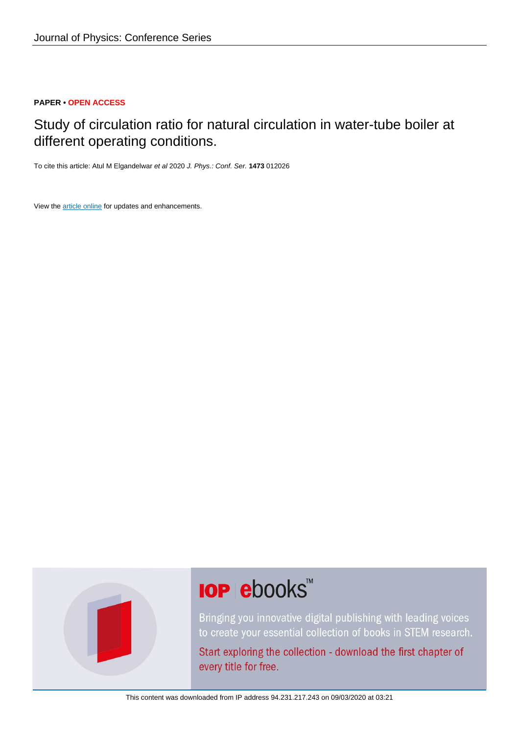Journal of Physics: Conference Series

**PAPER** • **OPEN ACCESS**

# Study of circulation ratio for natural circulation in water-tube boiler at different operating conditions.

To cite this article: Atul M Elgandelwar *et al* 2020 *J. Phys.: Conf. Ser.* **1473** 012026

View the article online for updates and enhancements.

This content was downloaded from IP address 94.231.217.243 on 09/03/2020 at 03:21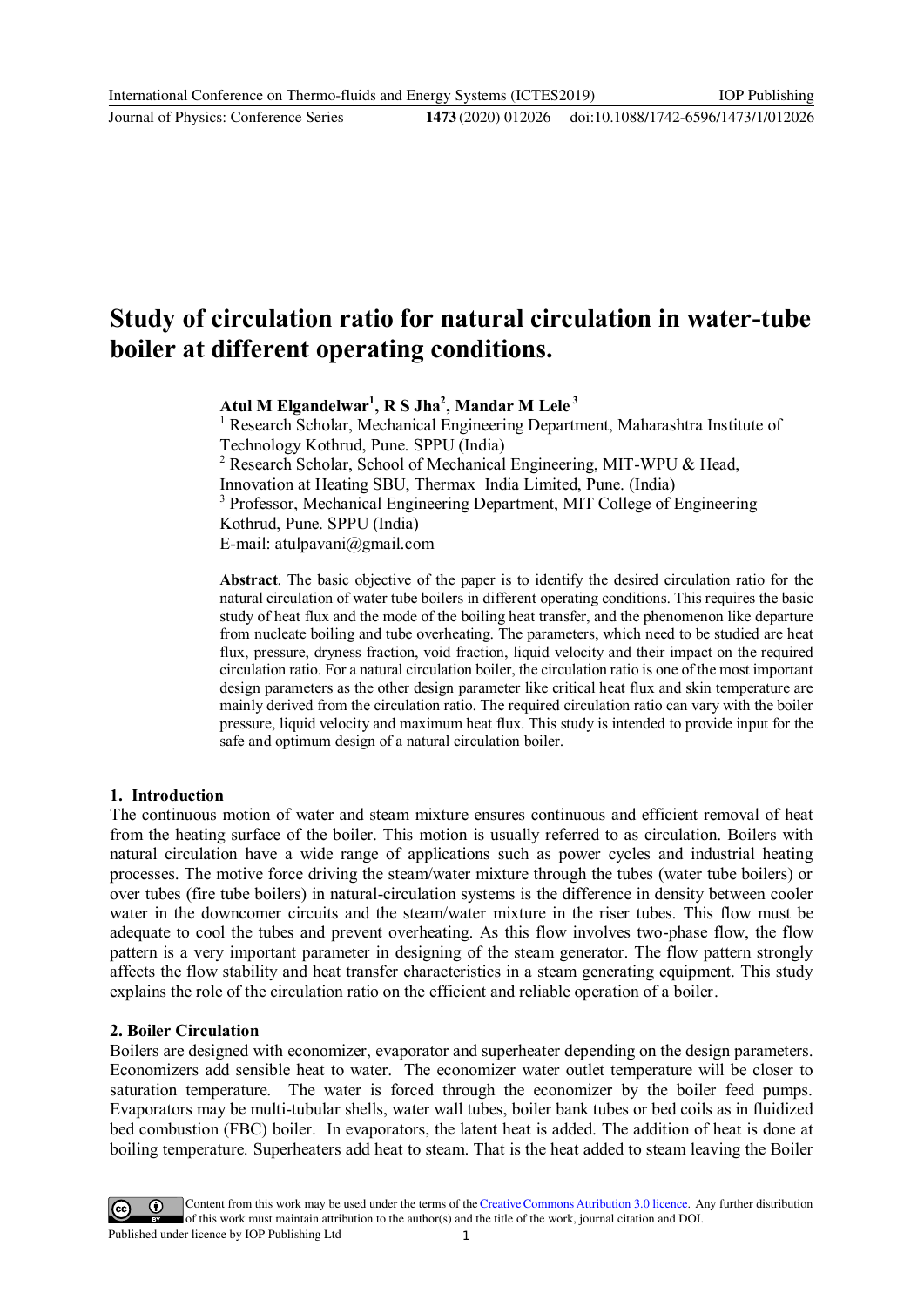# Study of circulation ratio for natural circulation in water-tube boiler at different operating conditions.

**Atul M Elgandelwar[1], R S Jha[2], Mandar M Lele[3]**

[1] Research Scholar, Mechanical Engineering Department, Maharashtra Institute of Technology Kothrud, Pune. SPPU (India)

[2] Research Scholar, School of Mechanical Engineering, MIT-WPU & Head, Innovation at Heating SBU, Thermax India Limited, Pune. (India)

[3] Professor, Mechanical Engineering Department, MIT College of Engineering Kothrud, Pune. SPPU (India)

E-mail: atulpavani@gmail.com

**Abstract**. The basic objective of the paper is to identify the desired circulation ratio for the natural circulation of water tube boilers in different operating conditions. This requires the basic study of heat flux and the mode of the boiling heat transfer, and the phenomenon like departure from nucleate boiling and tube overheating. The parameters, which need to be studied are heat flux, pressure, dryness fraction, void fraction, liquid velocity and their impact on the required circulation ratio. For a natural circulation boiler, the circulation ratio is one of the most important design parameters as the other design parameter like critical heat flux and skin temperature are mainly derived from the circulation ratio. The required circulation ratio can vary with the boiler pressure, liquid velocity and maximum heat flux. This study is intended to provide input for the safe and optimum design of a natural circulation boiler.

## 1. Introduction

The continuous motion of water and steam mixture ensures continuous and efficient removal of heat from the heating surface of the boiler. This motion is usually referred to as circulation. Boilers with natural circulation have a wide range of applications such as power cycles and industrial heating processes. The motive force driving the steam/water mixture through the tubes (water tube boilers) or over tubes (fire tube boilers) in natural-circulation systems is the difference in density between cooler water in the downcomer circuits and the steam/water mixture in the riser tubes. This flow must be adequate to cool the tubes and prevent overheating. As this flow involves two-phase flow, the flow pattern is a very important parameter in designing of the steam generator. The flow pattern strongly affects the flow stability and heat transfer characteristics in a steam generating equipment. This study explains the role of the circulation ratio on the efficient and reliable operation of a boiler.

## 2. Boiler Circulation

Boilers are designed with economizer, evaporator and superheater depending on the design parameters. Economizers add sensible heat to water. The economizer water outlet temperature will be closer to saturation temperature. The water is forced through the economizer by the boiler feed pumps. Evaporators may be multi-tubular shells, water wall tubes, boiler bank tubes or bed coils as in fluidized bed combustion (FBC) boiler. In evaporators, the latent heat is added. The addition of heat is done at boiling temperature. Superheaters add heat to steam. That is the heat added to steam leaving the Boiler

Content from this work may be used under the terms of the Creative Commons Attribution 3.0 licence. Any further distribution of this work must maintain attribution to the author(s) and the title of the work, journal citation and DOI.
Published under licence by IOP Publishing Ltd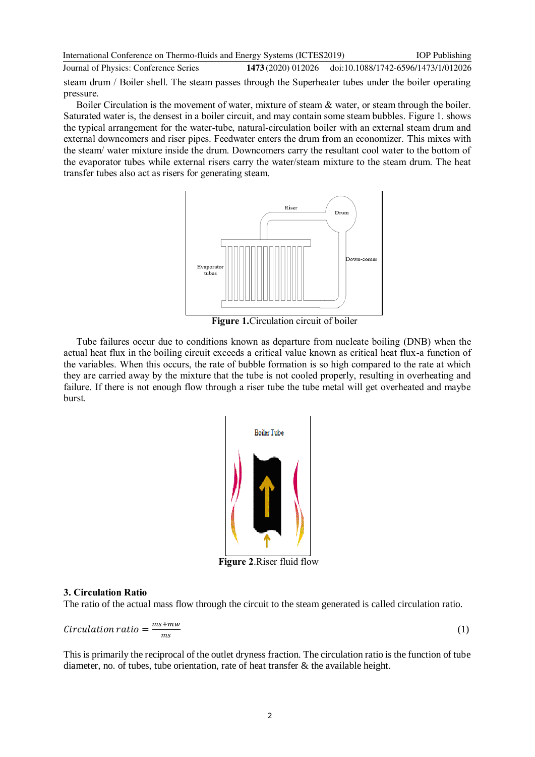steam drum / Boiler shell. The steam passes through the Superheater tubes under the boiler operating pressure.

Boiler Circulation is the movement of water, mixture of steam & water, or steam through the boiler. Saturated water is, the densest in a boiler circuit, and may contain some steam bubbles. Figure 1. shows the typical arrangement for the water-tube, natural-circulation boiler with an external steam drum and external downcomers and riser pipes. Feedwater enters the drum from an economizer. This mixes with the steam/ water mixture inside the drum. Downcomers carry the resultant cool water to the bottom of the evaporator tubes while external risers carry the water/steam mixture to the steam drum. The heat transfer tubes also act as risers for generating steam.

**Figure 1.**Circulation circuit of boiler

Tube failures occur due to conditions known as departure from nucleate boiling (DNB) when the actual heat flux in the boiling circuit exceeds a critical value known as critical heat flux-a function of the variables. When this occurs, the rate of bubble formation is so high compared to the rate at which they are carried away by the mixture that the tube is not cooled properly, resulting in overheating and failure. If there is not enough flow through a riser tube the tube metal will get overheated and maybe burst.

**Figure 2.**Riser fluid flow

### 3. Circulation Ratio

The ratio of the actual mass flow through the circuit to the steam generated is called circulation ratio.

$$Circulation\,ratio = \frac{ms+mw}{ms} \tag{1}$$

This is primarily the reciprocal of the outlet dryness fraction. The circulation ratio is the function of tube diameter, no. of tubes, tube orientation, rate of heat transfer & the available height.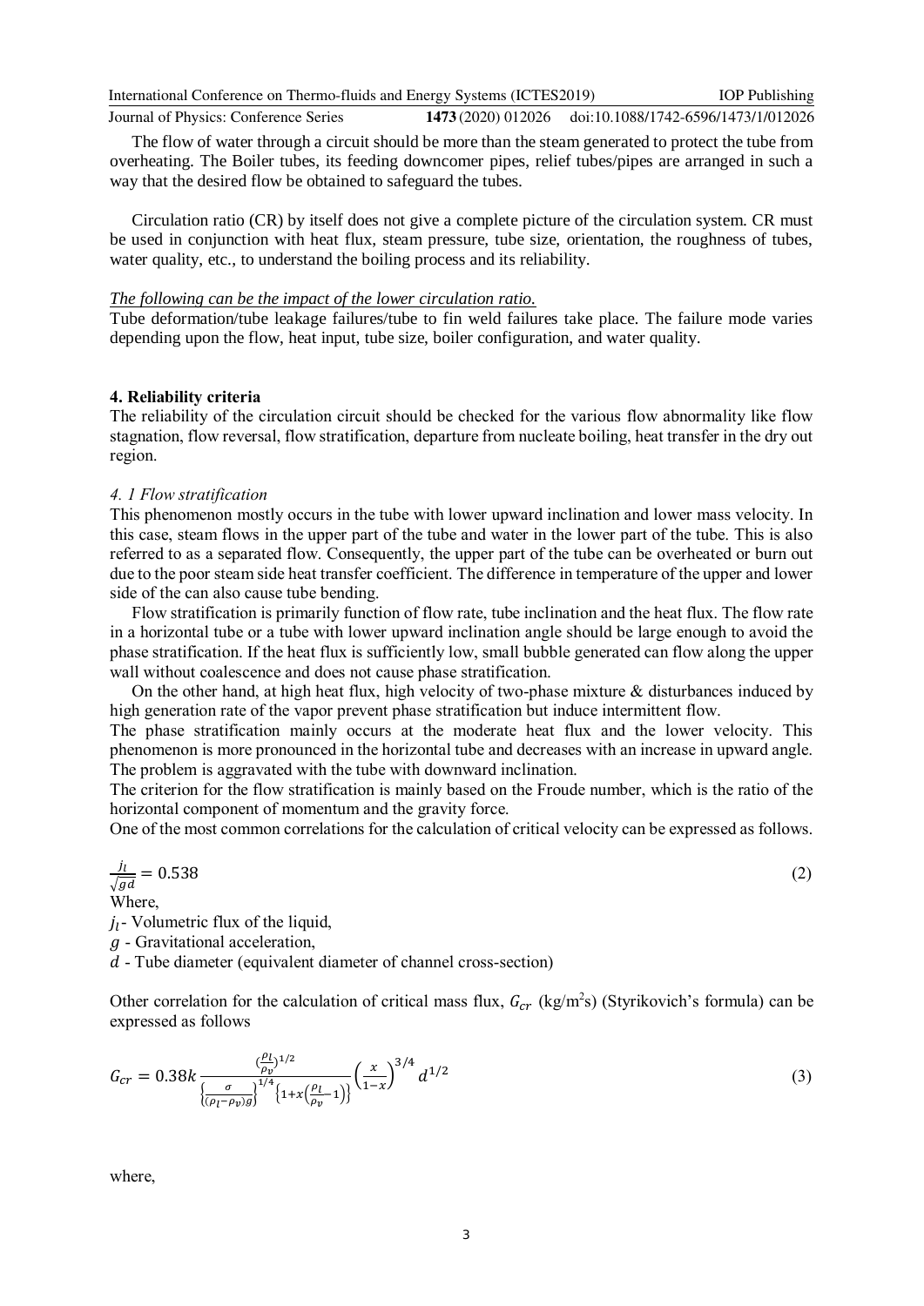The flow of water through a circuit should be more than the steam generated to protect the tube from overheating. The Boiler tubes, its feeding downcomer pipes, relief tubes/pipes are arranged in such a way that the desired flow be obtained to safeguard the tubes.

Circulation ratio (CR) by itself does not give a complete picture of the circulation system. CR must be used in conjunction with heat flux, steam pressure, tube size, orientation, the roughness of tubes, water quality, etc., to understand the boiling process and its reliability.

*The following can be the impact of the lower circulation ratio.*

Tube deformation/tube leakage failures/tube to fin weld failures take place. The failure mode varies depending upon the flow, heat input, tube size, boiler configuration, and water quality.

## 4. Reliability criteria

The reliability of the circulation circuit should be checked for the various flow abnormality like flow stagnation, flow reversal, flow stratification, departure from nucleate boiling, heat transfer in the dry out region.

### *4. 1 Flow stratification*

This phenomenon mostly occurs in the tube with lower upward inclination and lower mass velocity. In this case, steam flows in the upper part of the tube and water in the lower part of the tube. This is also referred to as a separated flow. Consequently, the upper part of the tube can be overheated or burn out due to the poor steam side heat transfer coefficient. The difference in temperature of the upper and lower side of the can also cause tube bending.

Flow stratification is primarily function of flow rate, tube inclination and the heat flux. The flow rate in a horizontal tube or a tube with lower upward inclination angle should be large enough to avoid the phase stratification. If the heat flux is sufficiently low, small bubble generated can flow along the upper wall without coalescence and does not cause phase stratification.

On the other hand, at high heat flux, high velocity of two-phase mixture & disturbances induced by high generation rate of the vapor prevent phase stratification but induce intermittent flow.

The phase stratification mainly occurs at the moderate heat flux and the lower velocity. This phenomenon is more pronounced in the horizontal tube and decreases with an increase in upward angle. The problem is aggravated with the tube with downward inclination.

The criterion for the flow stratification is mainly based on the Froude number, which is the ratio of the horizontal component of momentum and the gravity force.

One of the most common correlations for the calculation of critical velocity can be expressed as follows.

$$\frac{j_l}{\sqrt{gd}} = 0.538 \tag{2}$$

Where,

$j_l$ - Volumetric flux of the liquid,

$g$ - Gravitational acceleration,

$d$ - Tube diameter (equivalent diameter of channel cross-section)

Other correlation for the calculation of critical mass flux, $G_{cr}$ (kg/m$^2$s) (Styrikovich's formula) can be expressed as follows

$$G_{cr} = 0.38k \frac{\left(\frac{\rho_l}{\rho_v}\right)^{1/2}}{\left\{\frac{\sigma}{(\rho_l-\rho_v)g}\right\}^{1/4}\left\{1+x\left(\frac{\rho_l}{\rho_v}-1\right)\right\}} \left(\frac{x}{1-x}\right)^{3/4} d^{1/2} \tag{3}$$

where,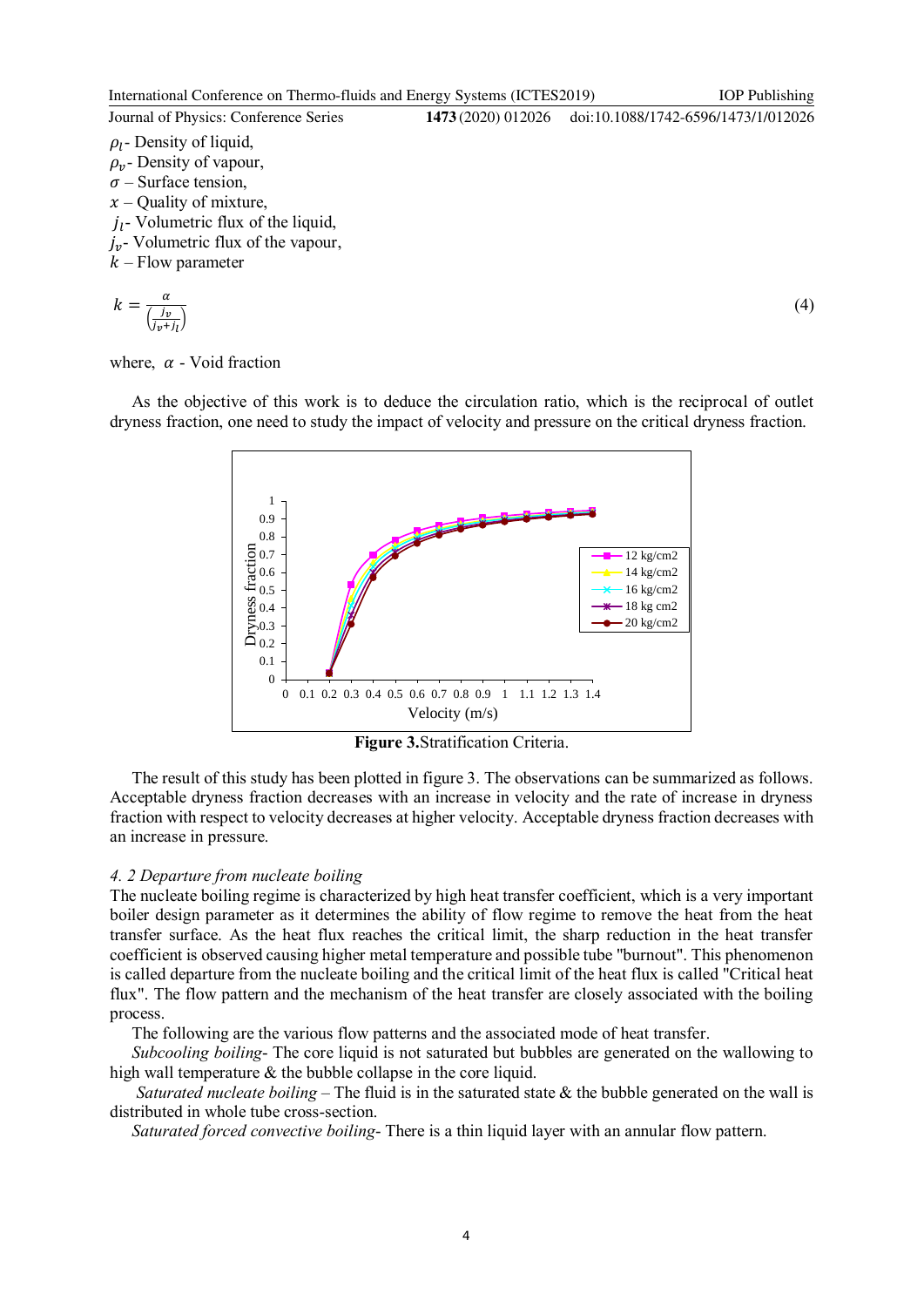$\rho_l$- Density of liquid,
$\rho_v$- Density of vapour,
$\sigma$ – Surface tension,
$x$ – Quality of mixture,
$j_l$- Volumetric flux of the liquid,
$j_v$- Volumetric flux of the vapour,
$k$ – Flow parameter

$$k = \frac{\alpha}{\left(\frac{j_v}{j_v + j_l}\right)} \tag{4}$$

where, $\alpha$ - Void fraction

As the objective of this work is to deduce the circulation ratio, which is the reciprocal of outlet dryness fraction, one need to study the impact of velocity and pressure on the critical dryness fraction.

**Figure 3.** Stratification Criteria.

The result of this study has been plotted in figure 3. The observations can be summarized as follows. Acceptable dryness fraction decreases with an increase in velocity and the rate of increase in dryness fraction with respect to velocity decreases at higher velocity. Acceptable dryness fraction decreases with an increase in pressure.

*4. 2 Departure from nucleate boiling*

The nucleate boiling regime is characterized by high heat transfer coefficient, which is a very important boiler design parameter as it determines the ability of flow regime to remove the heat from the heat transfer surface. As the heat flux reaches the critical limit, the sharp reduction in the heat transfer coefficient is observed causing higher metal temperature and possible tube "burnout". This phenomenon is called departure from the nucleate boiling and the critical limit of the heat flux is called "Critical heat flux". The flow pattern and the mechanism of the heat transfer are closely associated with the boiling process.

The following are the various flow patterns and the associated mode of heat transfer.

*Subcooling boiling*- The core liquid is not saturated but bubbles are generated on the wallowing to high wall temperature & the bubble collapse in the core liquid.

*Saturated nucleate boiling* – The fluid is in the saturated state & the bubble generated on the wall is distributed in whole tube cross-section.

*Saturated forced convective boiling*- There is a thin liquid layer with an annular flow pattern.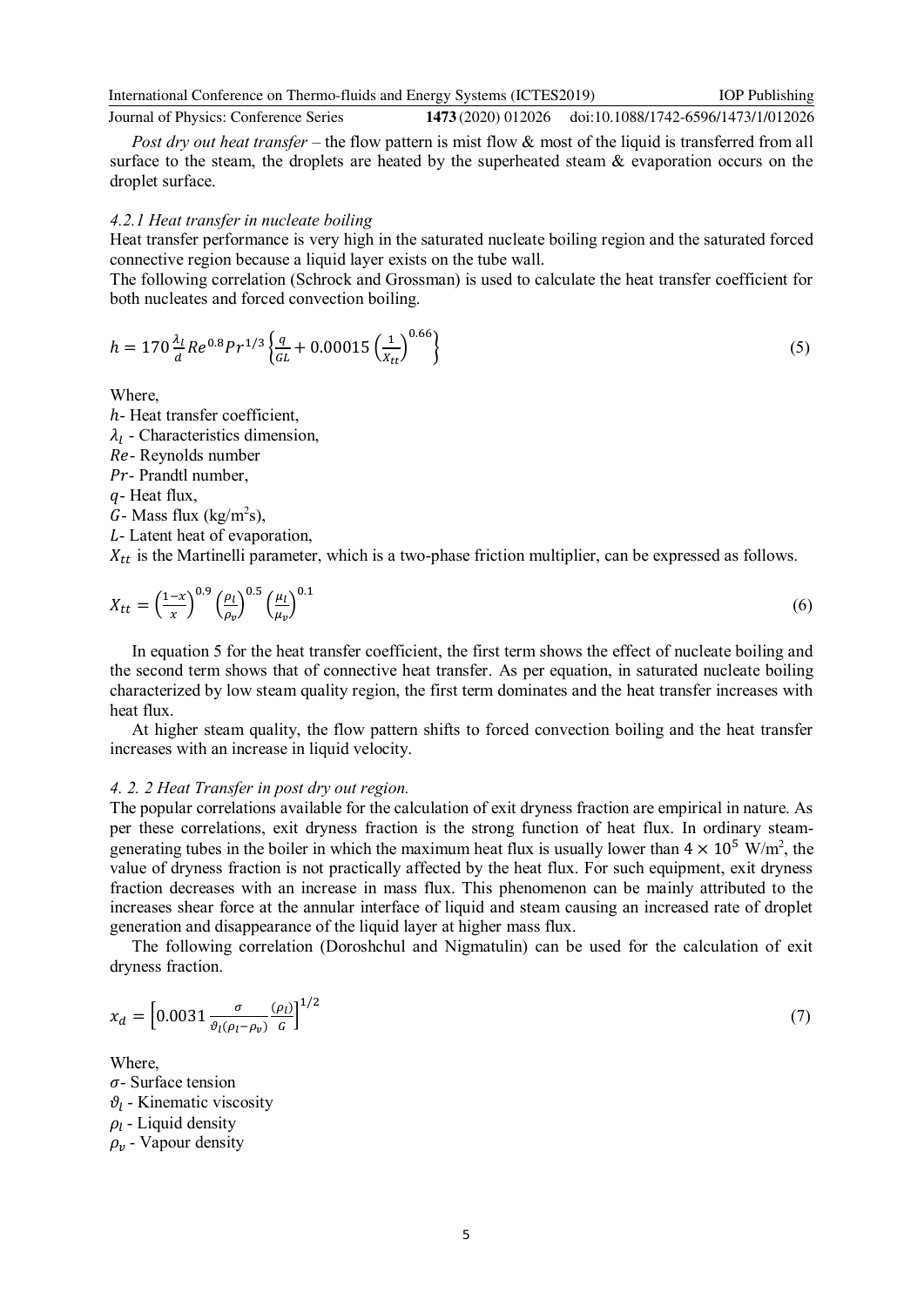*Post dry out heat transfer* – the flow pattern is mist flow & most of the liquid is transferred from all surface to the steam, the droplets are heated by the superheated steam & evaporation occurs on the droplet surface.

#### *4.2.1 Heat transfer in nucleate boiling*

Heat transfer performance is very high in the saturated nucleate boiling region and the saturated forced connective region because a liquid layer exists on the tube wall.

The following correlation (Schrock and Grossman) is used to calculate the heat transfer coefficient for both nucleates and forced convection boiling.

$$h = 170 \frac{\lambda_l}{d} Re^{0.8} Pr^{1/3} \left\{ \frac{q}{GL} + 0.00015 \left( \frac{1}{X_{tt}} \right)^{0.66} \right\} \tag{5}$$

Where,

$h$- Heat transfer coefficient,

$\lambda_l$ - Characteristics dimension,

$Re$- Reynolds number

$Pr$- Prandtl number,

$q$- Heat flux,

$G$- Mass flux (kg/m$^2$s),

$L$- Latent heat of evaporation,

$X_{tt}$ is the Martinelli parameter, which is a two-phase friction multiplier, can be expressed as follows.

$$X_{tt} = \left( \frac{1-x}{x} \right)^{0.9} \left( \frac{\rho_l}{\rho_v} \right)^{0.5} \left( \frac{\mu_l}{\mu_v} \right)^{0.1} \tag{6}$$

In equation 5 for the heat transfer coefficient, the first term shows the effect of nucleate boiling and the second term shows that of connective heat transfer. As per equation, in saturated nucleate boiling characterized by low steam quality region, the first term dominates and the heat transfer increases with heat flux.

At higher steam quality, the flow pattern shifts to forced convection boiling and the heat transfer increases with an increase in liquid velocity.

#### *4. 2. 2 Heat Transfer in post dry out region.*

The popular correlations available for the calculation of exit dryness fraction are empirical in nature. As per these correlations, exit dryness fraction is the strong function of heat flux. In ordinary steam-generating tubes in the boiler in which the maximum heat flux is usually lower than $4 \times 10^5$ W/m$^2$, the value of dryness fraction is not practically affected by the heat flux. For such equipment, exit dryness fraction decreases with an increase in mass flux. This phenomenon can be mainly attributed to the increases shear force at the annular interface of liquid and steam causing an increased rate of droplet generation and disappearance of the liquid layer at higher mass flux.

The following correlation (Doroshchul and Nigmatulin) can be used for the calculation of exit dryness fraction.

$$x_d = \left[ 0.0031 \frac{\sigma}{\vartheta_l(\rho_l - \rho_v)} \frac{(\rho_l)}{G} \right]^{1/2} \tag{7}$$

Where,

$\sigma$- Surface tension

$\vartheta_l$ - Kinematic viscosity

$\rho_l$ - Liquid density

$\rho_v$ - Vapour density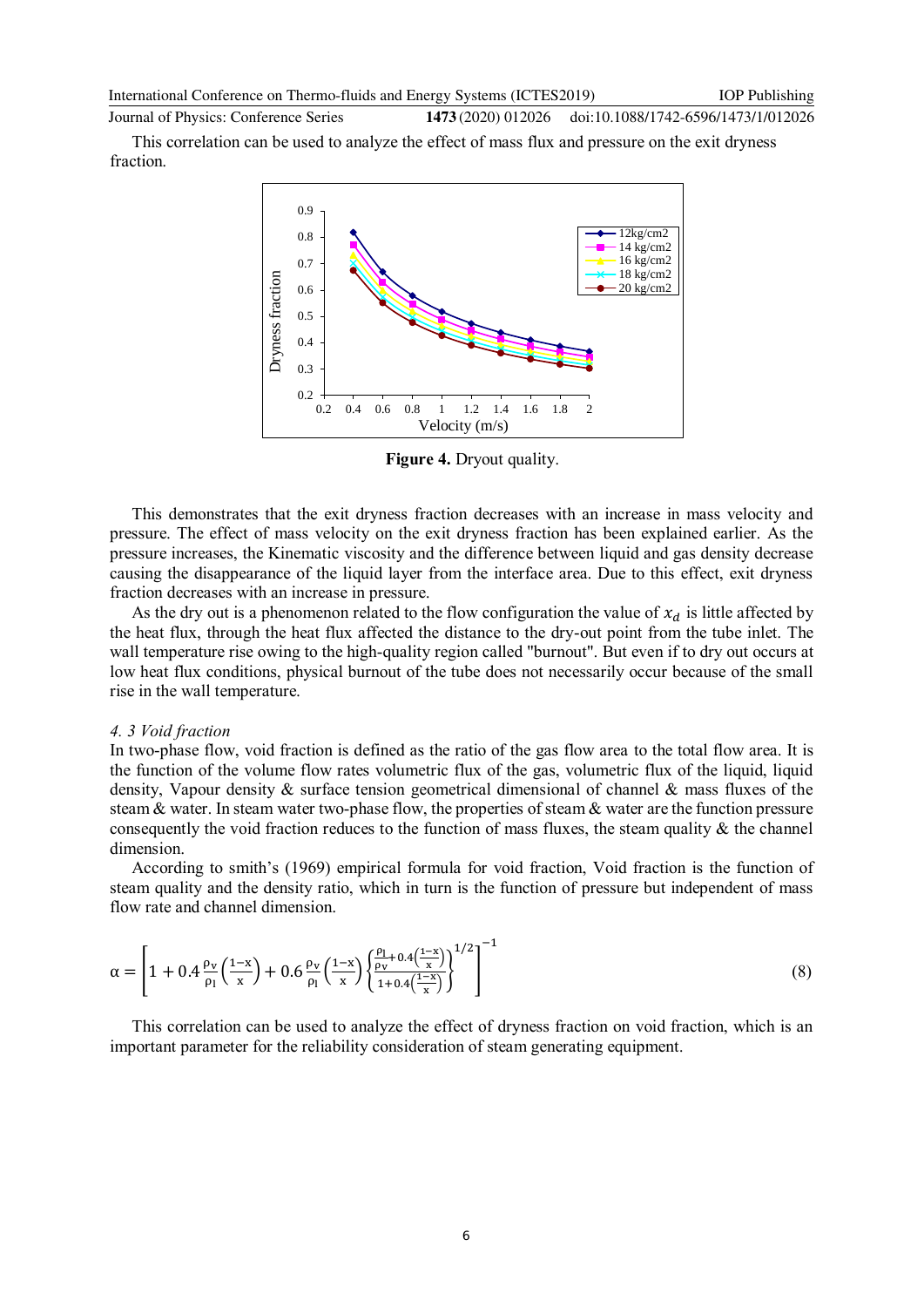This correlation can be used to analyze the effect of mass flux and pressure on the exit dryness fraction.

**Figure 4.** Dryout quality.

This demonstrates that the exit dryness fraction decreases with an increase in mass velocity and pressure. The effect of mass velocity on the exit dryness fraction has been explained earlier. As the pressure increases, the Kinematic viscosity and the difference between liquid and gas density decrease causing the disappearance of the liquid layer from the interface area. Due to this effect, exit dryness fraction decreases with an increase in pressure.

As the dry out is a phenomenon related to the flow configuration the value of $x_d$ is little affected by the heat flux, through the heat flux affected the distance to the dry-out point from the tube inlet. The wall temperature rise owing to the high-quality region called "burnout". But even if to dry out occurs at low heat flux conditions, physical burnout of the tube does not necessarily occur because of the small rise in the wall temperature.

### *4. 3 Void fraction*

In two-phase flow, void fraction is defined as the ratio of the gas flow area to the total flow area. It is the function of the volume flow rates volumetric flux of the gas, volumetric flux of the liquid, liquid density, Vapour density & surface tension geometrical dimensional of channel & mass fluxes of the steam & water. In steam water two-phase flow, the properties of steam & water are the function pressure consequently the void fraction reduces to the function of mass fluxes, the steam quality & the channel dimension.

According to smith's (1969) empirical formula for void fraction, Void fraction is the function of steam quality and the density ratio, which in turn is the function of pressure but independent of mass flow rate and channel dimension.

$$\alpha = \left[1 + 0.4\frac{\rho_v}{\rho_l}\left(\frac{1-x}{x}\right) + 0.6\frac{\rho_v}{\rho_l}\left(\frac{1-x}{x}\right)\left\{\frac{\frac{\rho_l}{\rho_v}+0.4\left(\frac{1-x}{x}\right)}{1+0.4\left(\frac{1-x}{x}\right)}\right\}^{1/2}\right]^{-1} \tag{8}$$

This correlation can be used to analyze the effect of dryness fraction on void fraction, which is an important parameter for the reliability consideration of steam generating equipment.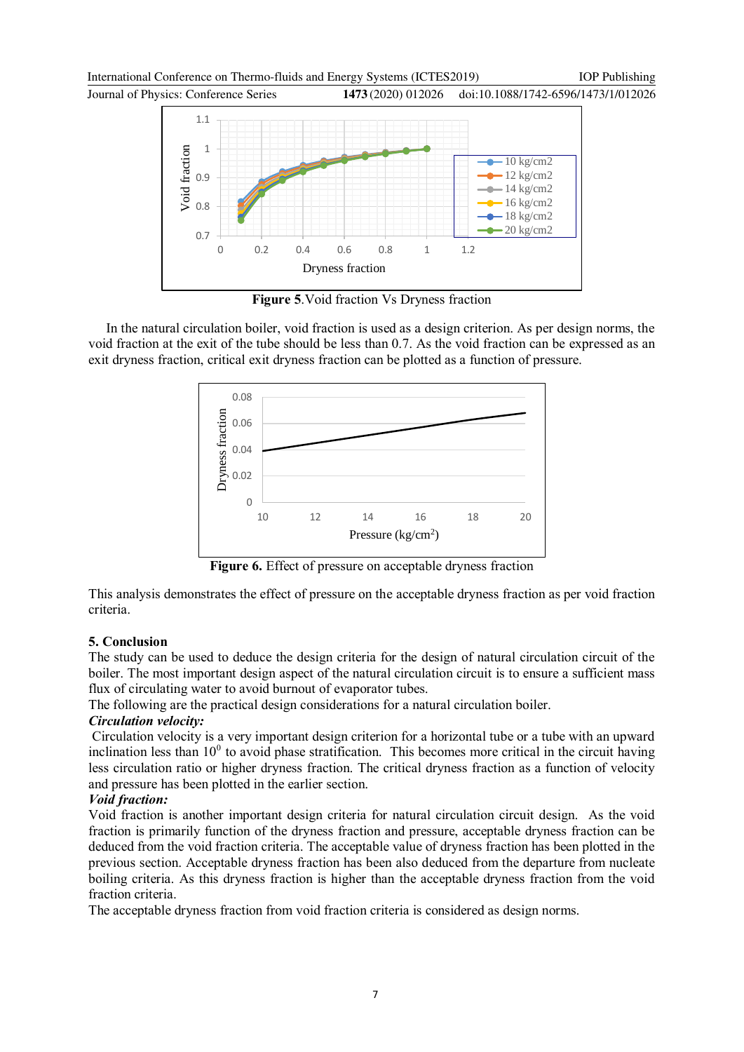**Figure 5**.Void fraction Vs Dryness fraction

In the natural circulation boiler, void fraction is used as a design criterion. As per design norms, the void fraction at the exit of the tube should be less than 0.7. As the void fraction can be expressed as an exit dryness fraction, critical exit dryness fraction can be plotted as a function of pressure.

**Figure 6.** Effect of pressure on acceptable dryness fraction

This analysis demonstrates the effect of pressure on the acceptable dryness fraction as per void fraction criteria.

## 5. Conclusion

The study can be used to deduce the design criteria for the design of natural circulation circuit of the boiler. The most important design aspect of the natural circulation circuit is to ensure a sufficient mass flux of circulating water to avoid burnout of evaporator tubes.

The following are the practical design considerations for a natural circulation boiler.

***Circulation velocity:***

Circulation velocity is a very important design criterion for a horizontal tube or a tube with an upward inclination less than $10^0$ to avoid phase stratification. This becomes more critical in the circuit having less circulation ratio or higher dryness fraction. The critical dryness fraction as a function of velocity and pressure has been plotted in the earlier section.

***Void fraction:***

Void fraction is another important design criteria for natural circulation circuit design. As the void fraction is primarily function of the dryness fraction and pressure, acceptable dryness fraction can be deduced from the void fraction criteria. The acceptable value of dryness fraction has been plotted in the previous section. Acceptable dryness fraction has been also deduced from the departure from nucleate boiling criteria. As this dryness fraction is higher than the acceptable dryness fraction from the void fraction criteria.

The acceptable dryness fraction from void fraction criteria is considered as design norms.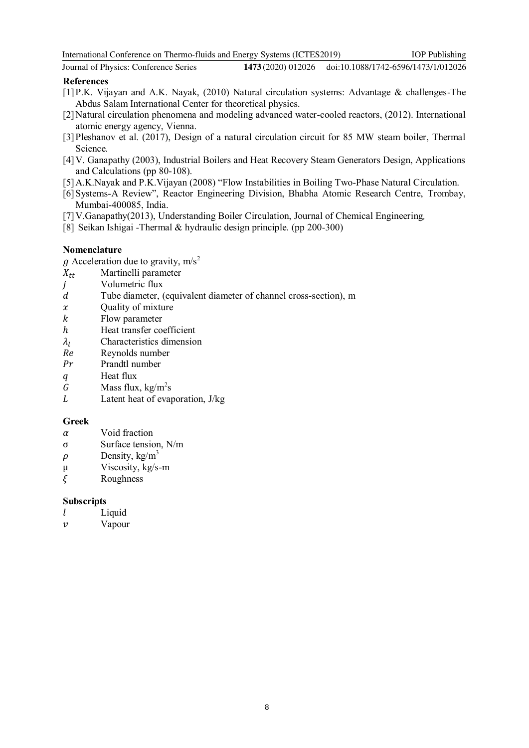## References

[1] P.K. Vijayan and A.K. Nayak, (2010) Natural circulation systems: Advantage & challenges-The Abdus Salam International Center for theoretical physics.

[2] Natural circulation phenomena and modeling advanced water-cooled reactors, (2012). International atomic energy agency, Vienna.

[3] Pleshanov et al. (2017), Design of a natural circulation circuit for 85 MW steam boiler, Thermal Science.

[4] V. Ganapathy (2003), Industrial Boilers and Heat Recovery Steam Generators Design, Applications and Calculations (pp 80-108).

[5] A.K.Nayak and P.K.Vijayan (2008) "Flow Instabilities in Boiling Two-Phase Natural Circulation.

[6] Systems-A Review", Reactor Engineering Division, Bhabha Atomic Research Centre, Trombay, Mumbai-400085, India.

[7] V.Ganapathy(2013), Understanding Boiler Circulation, Journal of Chemical Engineering,

[8] Seikan Ishigai -Thermal & hydraulic design principle. (pp 200-300)

## Nomenclature

$g$ Acceleration due to gravity, m/s$^2$

$X_{tt}$ Martinelli parameter

$j$ Volumetric flux

$d$ Tube diameter, (equivalent diameter of channel cross-section), m

$x$ Quality of mixture

$k$ Flow parameter

$h$ Heat transfer coefficient

$\lambda_l$ Characteristics dimension

$Re$ Reynolds number

$Pr$ Prandtl number

$q$ Heat flux

$G$ Mass flux, kg/m$^2$s

$L$ Latent heat of evaporation, J/kg

## Greek

$\alpha$ Void fraction

$\sigma$ Surface tension, N/m

$\rho$ Density, kg/m$^3$

$\mu$ Viscosity, kg/s-m

$\xi$ Roughness

## Subscripts

$l$ Liquid

$v$ Vapour